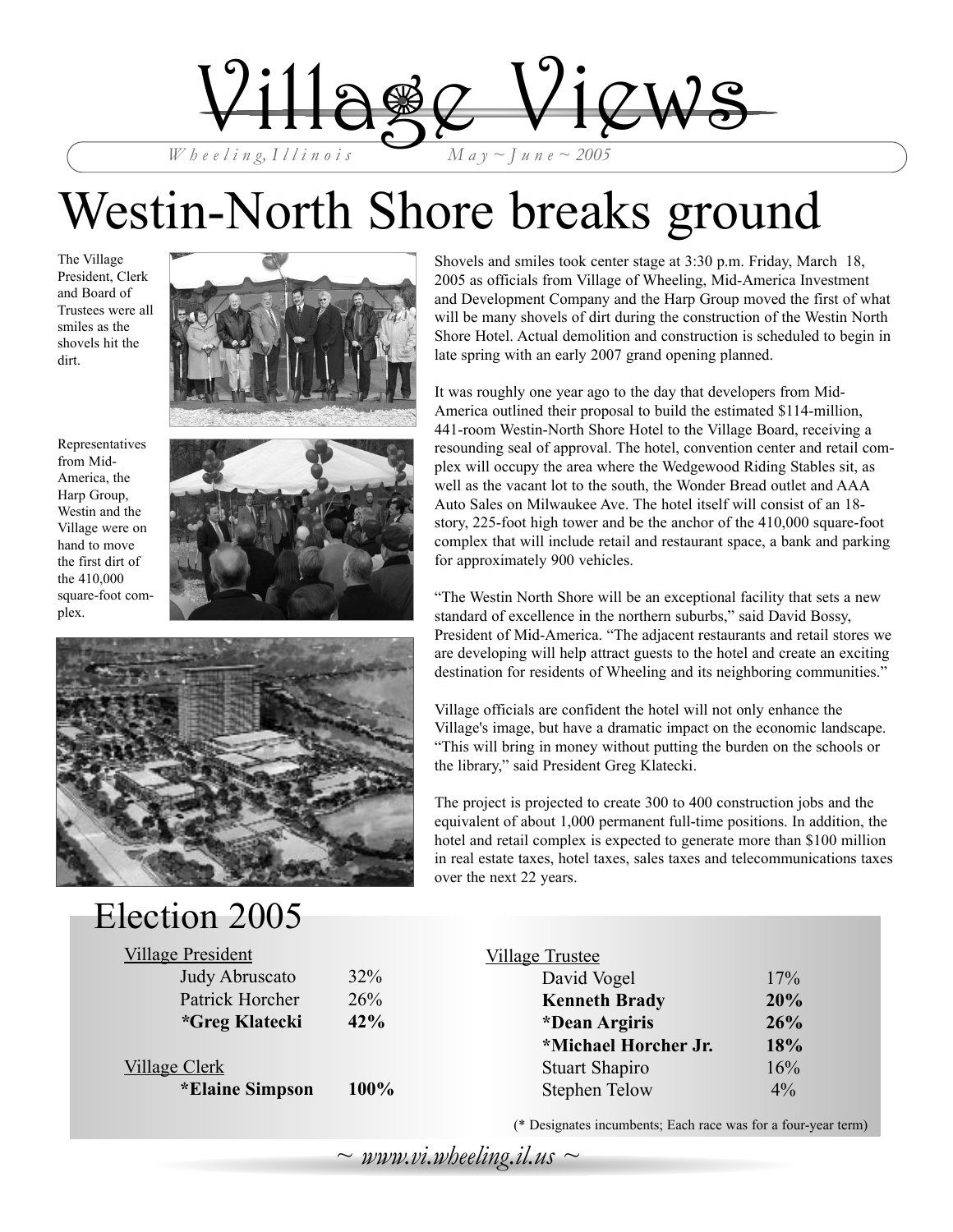# Village Views

*Wheeling, Illinois* *May ~ June ~ 2005*

# Westin-North Shore breaks ground

The Village President, Clerk and Board of Trustees were all smiles as the shovels hit the dirt.

Representatives from Mid-America, the Harp Group, Westin and the Village were on hand to move the first dirt of the 410,000 square-foot complex.

Shovels and smiles took center stage at 3:30 p.m. Friday, March 18, 2005 as officials from Village of Wheeling, Mid-America Investment and Development Company and the Harp Group moved the first of what will be many shovels of dirt during the construction of the Westin North Shore Hotel. Actual demolition and construction is scheduled to begin in late spring with an early 2007 grand opening planned.

It was roughly one year ago to the day that developers from Mid-America outlined their proposal to build the estimated $114-million, 441-room Westin-North Shore Hotel to the Village Board, receiving a resounding seal of approval. The hotel, convention center and retail complex will occupy the area where the Wedgewood Riding Stables sit, as well as the vacant lot to the south, the Wonder Bread outlet and AAA Auto Sales on Milwaukee Ave. The hotel itself will consist of an 18-story, 225-foot high tower and be the anchor of the 410,000 square-foot complex that will include retail and restaurant space, a bank and parking for approximately 900 vehicles.

“The Westin North Shore will be an exceptional facility that sets a new standard of excellence in the northern suburbs,” said David Bossy, President of Mid-America. “The adjacent restaurants and retail stores we are developing will help attract guests to the hotel and create an exciting destination for residents of Wheeling and its neighboring communities.”

Village officials are confident the hotel will not only enhance the Village's image, but have a dramatic impact on the economic landscape. “This will bring in money without putting the burden on the schools or the library,” said President Greg Klatecki.

The project is projected to create 300 to 400 construction jobs and the equivalent of about 1,000 permanent full-time positions. In addition, the hotel and retail complex is expected to generate more than $100 million in real estate taxes, hotel taxes, sales taxes and telecommunications taxes over the next 22 years.

## Election 2005

Village President

| Candidate | % |
|---|---|
| Judy Abruscato | 32% |
| Patrick Horcher | 26% |
| **\*Greg Klatecki** | **42%** |

Village Clerk

| Candidate | % |
|---|---|
| **\*Elaine Simpson** | **100%** |

Village Trustee

| Candidate | % |
|---|---|
| David Vogel | 17% |
| **Kenneth Brady** | **20%** |
| **\*Dean Argiris** | **26%** |
| **\*Michael Horcher Jr.** | **18%** |
| Stuart Shapiro | 16% |
| Stephen Telow | 4% |

(* Designates incumbents; Each race was for a four-year term)

*~ www.vi.wheeling.il.us ~*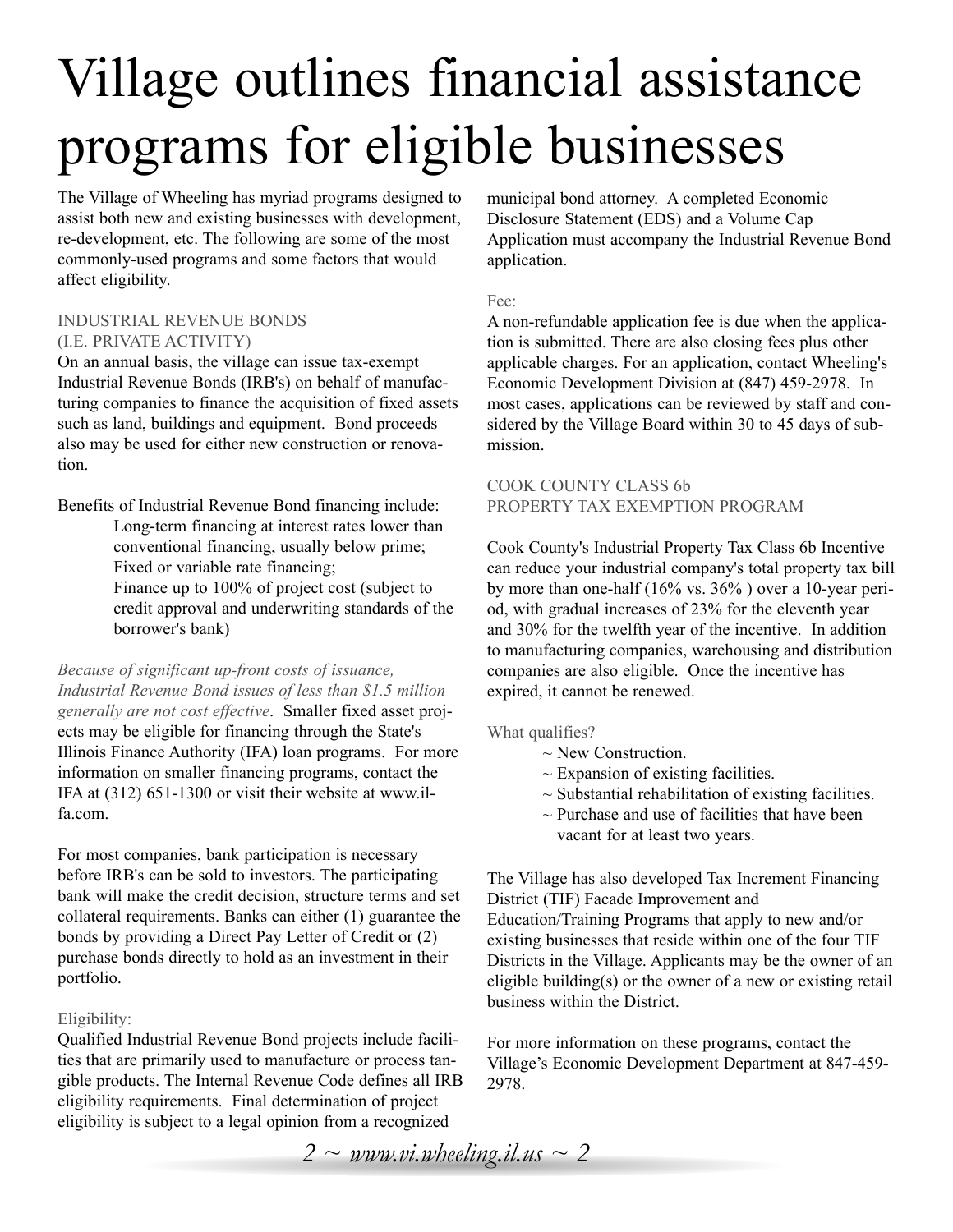# Village outlines financial assistance programs for eligible businesses

The Village of Wheeling has myriad programs designed to assist both new and existing businesses with development, re-development, etc. The following are some of the most commonly-used programs and some factors that would affect eligibility.

## INDUSTRIAL REVENUE BONDS (I.E. PRIVATE ACTIVITY)

On an annual basis, the village can issue tax-exempt Industrial Revenue Bonds (IRB's) on behalf of manufacturing companies to finance the acquisition of fixed assets such as land, buildings and equipment. Bond proceeds also may be used for either new construction or renovation.

Benefits of Industrial Revenue Bond financing include:

- Long-term financing at interest rates lower than conventional financing, usually below prime;
- Fixed or variable rate financing;
- Finance up to 100% of project cost (subject to credit approval and underwriting standards of the borrower's bank)

*Because of significant up-front costs of issuance, Industrial Revenue Bond issues of less than $1.5 million generally are not cost effective*. Smaller fixed asset projects may be eligible for financing through the State's Illinois Finance Authority (IFA) loan programs. For more information on smaller financing programs, contact the IFA at (312) 651-1300 or visit their website at www.il-fa.com.

For most companies, bank participation is necessary before IRB's can be sold to investors. The participating bank will make the credit decision, structure terms and set collateral requirements. Banks can either (1) guarantee the bonds by providing a Direct Pay Letter of Credit or (2) purchase bonds directly to hold as an investment in their portfolio.

### Eligibility:

Qualified Industrial Revenue Bond projects include facilities that are primarily used to manufacture or process tangible products. The Internal Revenue Code defines all IRB eligibility requirements. Final determination of project eligibility is subject to a legal opinion from a recognized municipal bond attorney. A completed Economic Disclosure Statement (EDS) and a Volume Cap Application must accompany the Industrial Revenue Bond application.

### Fee:

A non-refundable application fee is due when the application is submitted. There are also closing fees plus other applicable charges. For an application, contact Wheeling's Economic Development Division at (847) 459-2978. In most cases, applications can be reviewed by staff and considered by the Village Board within 30 to 45 days of submission.

## COOK COUNTY CLASS 6b PROPERTY TAX EXEMPTION PROGRAM

Cook County's Industrial Property Tax Class 6b Incentive can reduce your industrial company's total property tax bill by more than one-half (16% vs. 36% ) over a 10-year period, with gradual increases of 23% for the eleventh year and 30% for the twelfth year of the incentive. In addition to manufacturing companies, warehousing and distribution companies are also eligible. Once the incentive has expired, it cannot be renewed.

### What qualifies?

- ~ New Construction.
- ~ Expansion of existing facilities.
- ~ Substantial rehabilitation of existing facilities.
- ~ Purchase and use of facilities that have been vacant for at least two years.

The Village has also developed Tax Increment Financing District (TIF) Facade Improvement and Education/Training Programs that apply to new and/or existing businesses that reside within one of the four TIF Districts in the Village. Applicants may be the owner of an eligible building(s) or the owner of a new or existing retail business within the District.

For more information on these programs, contact the Village's Economic Development Department at 847-459-2978.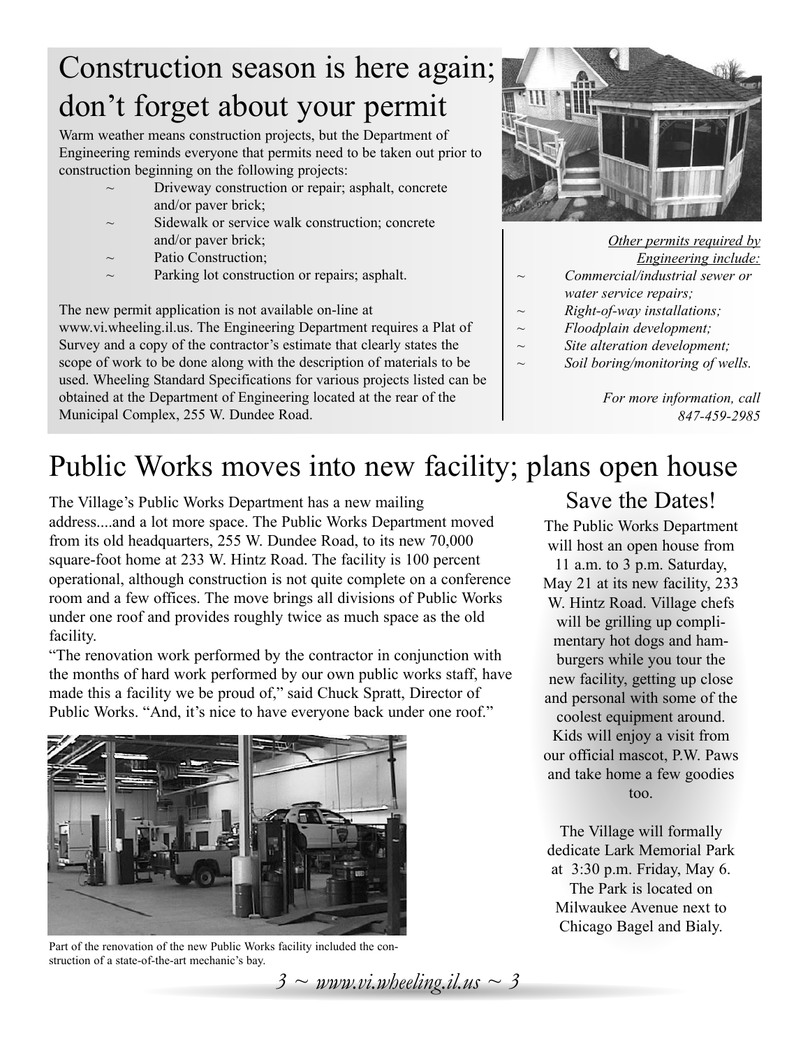# Construction season is here again; don't forget about your permit

Warm weather means construction projects, but the Department of Engineering reminds everyone that permits need to be taken out prior to construction beginning on the following projects:

- Driveway construction or repair; asphalt, concrete and/or paver brick;
- Sidewalk or service walk construction; concrete and/or paver brick;
- Patio Construction;
- Parking lot construction or repairs; asphalt.

The new permit application is not available on-line at www.vi.wheeling.il.us. The Engineering Department requires a Plat of Survey and a copy of the contractor's estimate that clearly states the scope of work to be done along with the description of materials to be used. Wheeling Standard Specifications for various projects listed can be obtained at the Department of Engineering located at the rear of the Municipal Complex, 255 W. Dundee Road.

*Other permits required by Engineering include:*

- *Commercial/industrial sewer or water service repairs;*
- *Right-of-way installations;*
- *Floodplain development;*
- *Site alteration development;*
- *Soil boring/monitoring of wells.*

*For more information, call 847-459-2985*

# Public Works moves into new facility; plans open house

The Village's Public Works Department has a new mailing address....and a lot more space. The Public Works Department moved from its old headquarters, 255 W. Dundee Road, to its new 70,000 square-foot home at 233 W. Hintz Road. The facility is 100 percent operational, although construction is not quite complete on a conference room and a few offices. The move brings all divisions of Public Works under one roof and provides roughly twice as much space as the old facility.

"The renovation work performed by the contractor in conjunction with the months of hard work performed by our own public works staff, have made this a facility we be proud of," said Chuck Spratt, Director of Public Works. "And, it's nice to have everyone back under one roof."

Part of the renovation of the new Public Works facility included the construction of a state-of-the-art mechanic's bay.

## Save the Dates!

The Public Works Department will host an open house from 11 a.m. to 3 p.m. Saturday, May 21 at its new facility, 233 W. Hintz Road. Village chefs will be grilling up complimentary hot dogs and hamburgers while you tour the new facility, getting up close and personal with some of the coolest equipment around. Kids will enjoy a visit from our official mascot, P.W. Paws and take home a few goodies too.

The Village will formally dedicate Lark Memorial Park at 3:30 p.m. Friday, May 6. The Park is located on Milwaukee Avenue next to Chicago Bagel and Bialy.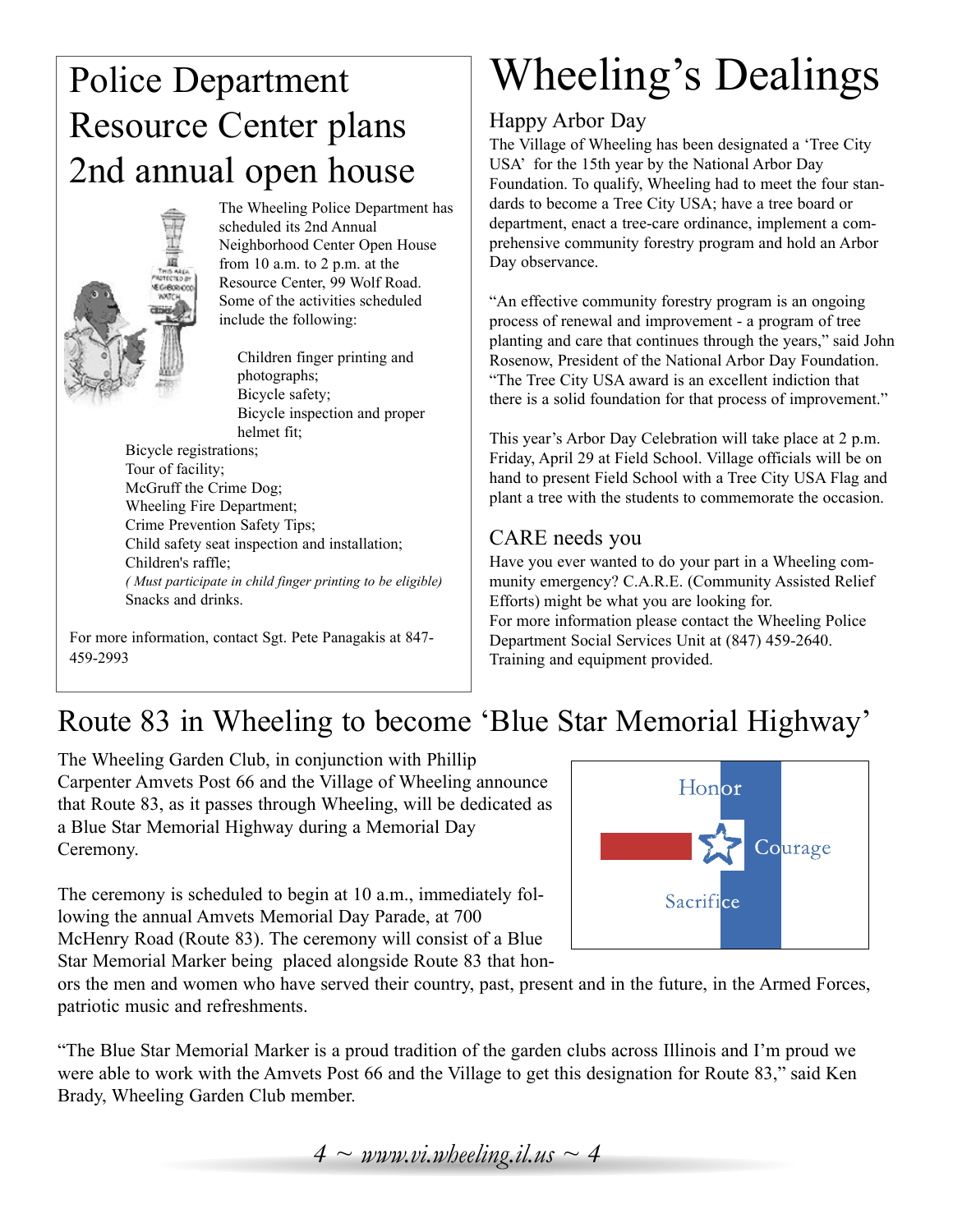# Police Department Resource Center plans 2nd annual open house

The Wheeling Police Department has scheduled its 2nd Annual Neighborhood Center Open House from 10 a.m. to 2 p.m. at the Resource Center, 99 Wolf Road. Some of the activities scheduled include the following:

Children finger printing and photographs;
Bicycle safety;
Bicycle inspection and proper helmet fit;
Bicycle registrations;
Tour of facility;
McGruff the Crime Dog;
Wheeling Fire Department;
Crime Prevention Safety Tips;
Child safety seat inspection and installation;
Children's raffle;
*( Must participate in child finger printing to be eligible)*
Snacks and drinks.

For more information, contact Sgt. Pete Panagakis at 847-459-2993

# Wheeling's Dealings

## Happy Arbor Day

The Village of Wheeling has been designated a 'Tree City USA' for the 15th year by the National Arbor Day Foundation. To qualify, Wheeling had to meet the four standards to become a Tree City USA; have a tree board or department, enact a tree-care ordinance, implement a comprehensive community forestry program and hold an Arbor Day observance.

"An effective community forestry program is an ongoing process of renewal and improvement - a program of tree planting and care that continues through the years," said John Rosenow, President of the National Arbor Day Foundation. "The Tree City USA award is an excellent indiction that there is a solid foundation for that process of improvement."

This year's Arbor Day Celebration will take place at 2 p.m. Friday, April 29 at Field School. Village officials will be on hand to present Field School with a Tree City USA Flag and plant a tree with the students to commemorate the occasion.

## CARE needs you

Have you ever wanted to do your part in a Wheeling community emergency? C.A.R.E. (Community Assisted Relief Efforts) might be what you are looking for.
For more information please contact the Wheeling Police Department Social Services Unit at (847) 459-2640.
Training and equipment provided.

# Route 83 in Wheeling to become 'Blue Star Memorial Highway'

The Wheeling Garden Club, in conjunction with Phillip Carpenter Amvets Post 66 and the Village of Wheeling announce that Route 83, as it passes through Wheeling, will be dedicated as a Blue Star Memorial Highway during a Memorial Day Ceremony.

Honor
Courage
Sacrifice

The ceremony is scheduled to begin at 10 a.m., immediately following the annual Amvets Memorial Day Parade, at 700 McHenry Road (Route 83). The ceremony will consist of a Blue Star Memorial Marker being placed alongside Route 83 that honors the men and women who have served their country, past, present and in the future, in the Armed Forces, patriotic music and refreshments.

"The Blue Star Memorial Marker is a proud tradition of the garden clubs across Illinois and I'm proud we were able to work with the Amvets Post 66 and the Village to get this designation for Route 83," said Ken Brady, Wheeling Garden Club member.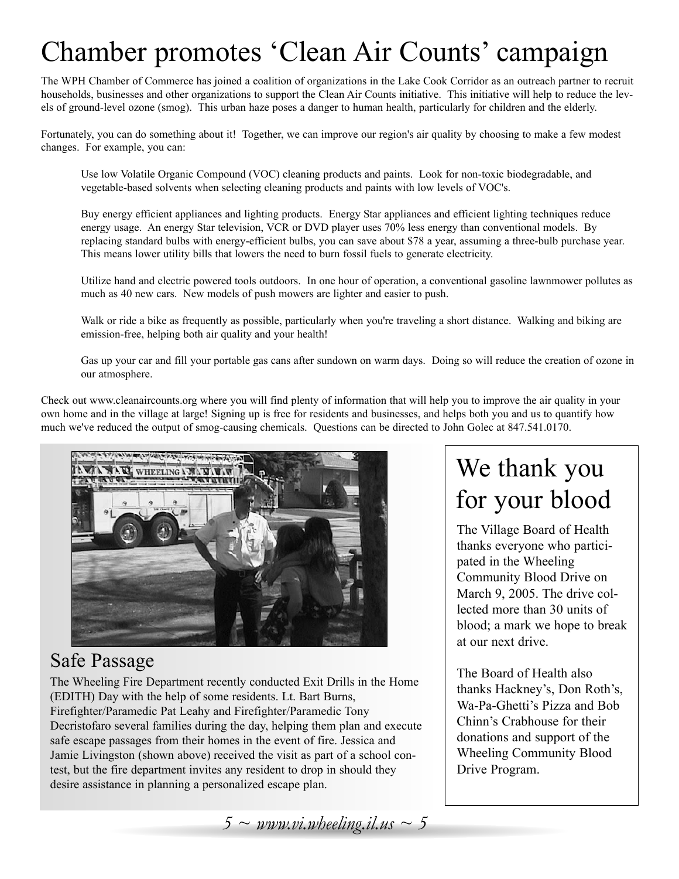# Chamber promotes 'Clean Air Counts' campaign

The WPH Chamber of Commerce has joined a coalition of organizations in the Lake Cook Corridor as an outreach partner to recruit households, businesses and other organizations to support the Clean Air Counts initiative. This initiative will help to reduce the levels of ground-level ozone (smog). This urban haze poses a danger to human health, particularly for children and the elderly.

Fortunately, you can do something about it! Together, we can improve our region's air quality by choosing to make a few modest changes. For example, you can:

Use low Volatile Organic Compound (VOC) cleaning products and paints. Look for non-toxic biodegradable, and vegetable-based solvents when selecting cleaning products and paints with low levels of VOC's.

Buy energy efficient appliances and lighting products. Energy Star appliances and efficient lighting techniques reduce energy usage. An energy Star television, VCR or DVD player uses 70% less energy than conventional models. By replacing standard bulbs with energy-efficient bulbs, you can save about $78 a year, assuming a three-bulb purchase year. This means lower utility bills that lowers the need to burn fossil fuels to generate electricity.

Utilize hand and electric powered tools outdoors. In one hour of operation, a conventional gasoline lawnmower pollutes as much as 40 new cars. New models of push mowers are lighter and easier to push.

Walk or ride a bike as frequently as possible, particularly when you're traveling a short distance. Walking and biking are emission-free, helping both air quality and your health!

Gas up your car and fill your portable gas cans after sundown on warm days. Doing so will reduce the creation of ozone in our atmosphere.

Check out www.cleanaircounts.org where you will find plenty of information that will help you to improve the air quality in your own home and in the village at large! Signing up is free for residents and businesses, and helps both you and us to quantify how much we've reduced the output of smog-causing chemicals. Questions can be directed to John Golec at 847.541.0170.

## Safe Passage

The Wheeling Fire Department recently conducted Exit Drills in the Home (EDITH) Day with the help of some residents. Lt. Bart Burns, Firefighter/Paramedic Pat Leahy and Firefighter/Paramedic Tony Decristofaro several families during the day, helping them plan and execute safe escape passages from their homes in the event of fire. Jessica and Jamie Livingston (shown above) received the visit as part of a school contest, but the fire department invites any resident to drop in should they desire assistance in planning a personalized escape plan.

## We thank you for your blood

The Village Board of Health thanks everyone who participated in the Wheeling Community Blood Drive on March 9, 2005. The drive collected more than 30 units of blood; a mark we hope to break at our next drive.

The Board of Health also thanks Hackney's, Don Roth's, Wa-Pa-Ghetti's Pizza and Bob Chinn's Crabhouse for their donations and support of the Wheeling Community Blood Drive Program.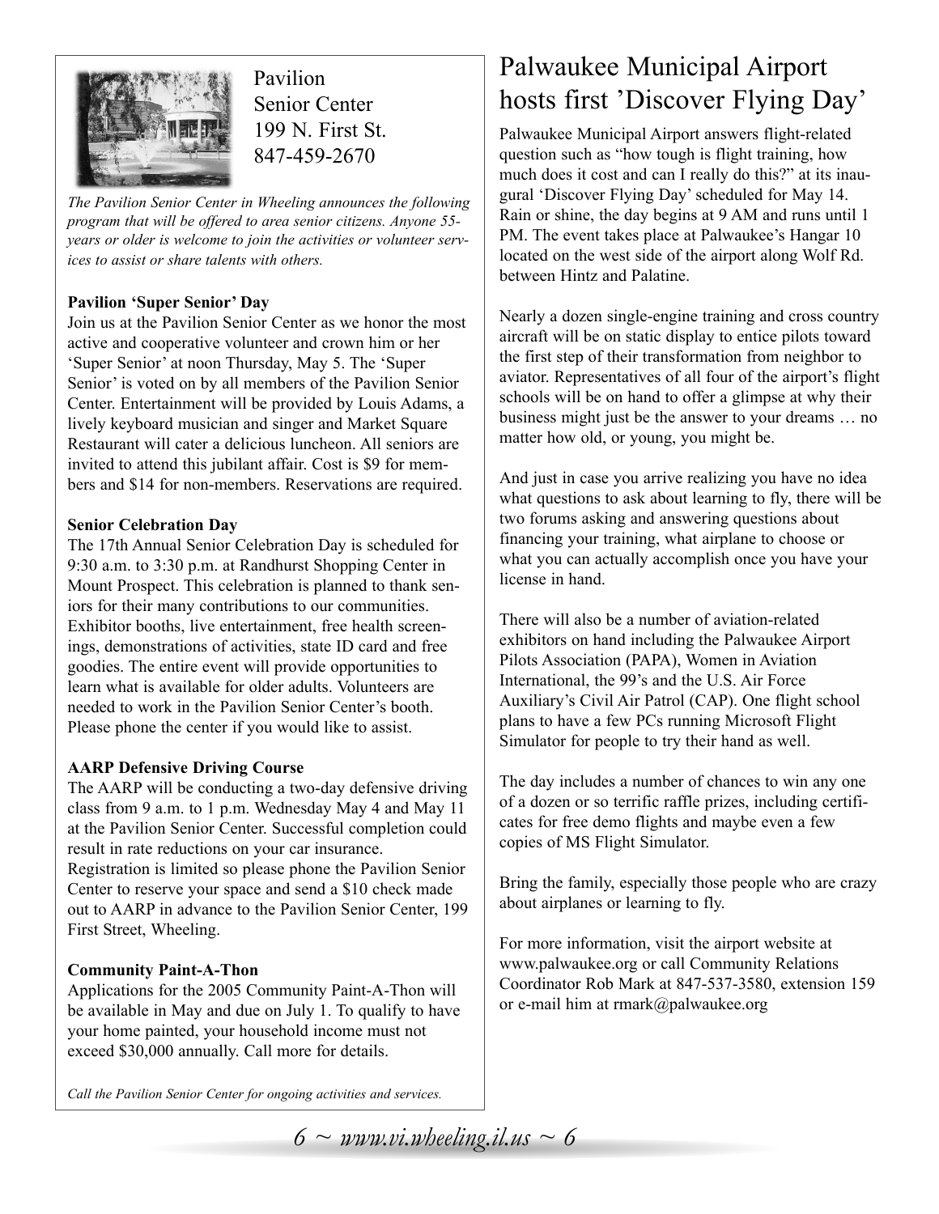Pavilion
Senior Center
199 N. First St.
847-459-2670

*The Pavilion Senior Center in Wheeling announces the following program that will be offered to area senior citizens. Anyone 55-years or older is welcome to join the activities or volunteer services to assist or share talents with others.*

**Pavilion 'Super Senior' Day**

Join us at the Pavilion Senior Center as we honor the most active and cooperative volunteer and crown him or her 'Super Senior' at noon Thursday, May 5. The 'Super Senior' is voted on by all members of the Pavilion Senior Center. Entertainment will be provided by Louis Adams, a lively keyboard musician and singer and Market Square Restaurant will cater a delicious luncheon. All seniors are invited to attend this jubilant affair. Cost is $9 for members and $14 for non-members. Reservations are required.

**Senior Celebration Day**

The 17th Annual Senior Celebration Day is scheduled for 9:30 a.m. to 3:30 p.m. at Randhurst Shopping Center in Mount Prospect. This celebration is planned to thank seniors for their many contributions to our communities. Exhibitor booths, live entertainment, free health screenings, demonstrations of activities, state ID card and free goodies. The entire event will provide opportunities to learn what is available for older adults. Volunteers are needed to work in the Pavilion Senior Center's booth. Please phone the center if you would like to assist.

**AARP Defensive Driving Course**

The AARP will be conducting a two-day defensive driving class from 9 a.m. to 1 p.m. Wednesday May 4 and May 11 at the Pavilion Senior Center. Successful completion could result in rate reductions on your car insurance. Registration is limited so please phone the Pavilion Senior Center to reserve your space and send a $10 check made out to AARP in advance to the Pavilion Senior Center, 199 First Street, Wheeling.

**Community Paint-A-Thon**

Applications for the 2005 Community Paint-A-Thon will be available in May and due on July 1. To qualify to have your home painted, your household income must not exceed $30,000 annually. Call more for details.

*Call the Pavilion Senior Center for ongoing activities and services.*

# Palwaukee Municipal Airport hosts first 'Discover Flying Day'

Palwaukee Municipal Airport answers flight-related question such as "how tough is flight training, how much does it cost and can I really do this?" at its inaugural 'Discover Flying Day' scheduled for May 14. Rain or shine, the day begins at 9 AM and runs until 1 PM. The event takes place at Palwaukee's Hangar 10 located on the west side of the airport along Wolf Rd. between Hintz and Palatine.

Nearly a dozen single-engine training and cross country aircraft will be on static display to entice pilots toward the first step of their transformation from neighbor to aviator. Representatives of all four of the airport's flight schools will be on hand to offer a glimpse at why their business might just be the answer to your dreams … no matter how old, or young, you might be.

And just in case you arrive realizing you have no idea what questions to ask about learning to fly, there will be two forums asking and answering questions about financing your training, what airplane to choose or what you can actually accomplish once you have your license in hand.

There will also be a number of aviation-related exhibitors on hand including the Palwaukee Airport Pilots Association (PAPA), Women in Aviation International, the 99's and the U.S. Air Force Auxiliary's Civil Air Patrol (CAP). One flight school plans to have a few PCs running Microsoft Flight Simulator for people to try their hand as well.

The day includes a number of chances to win any one of a dozen or so terrific raffle prizes, including certificates for free demo flights and maybe even a few copies of MS Flight Simulator.

Bring the family, especially those people who are crazy about airplanes or learning to fly.

For more information, visit the airport website at www.palwaukee.org or call Community Relations Coordinator Rob Mark at 847-537-3580, extension 159 or e-mail him at rmark@palwaukee.org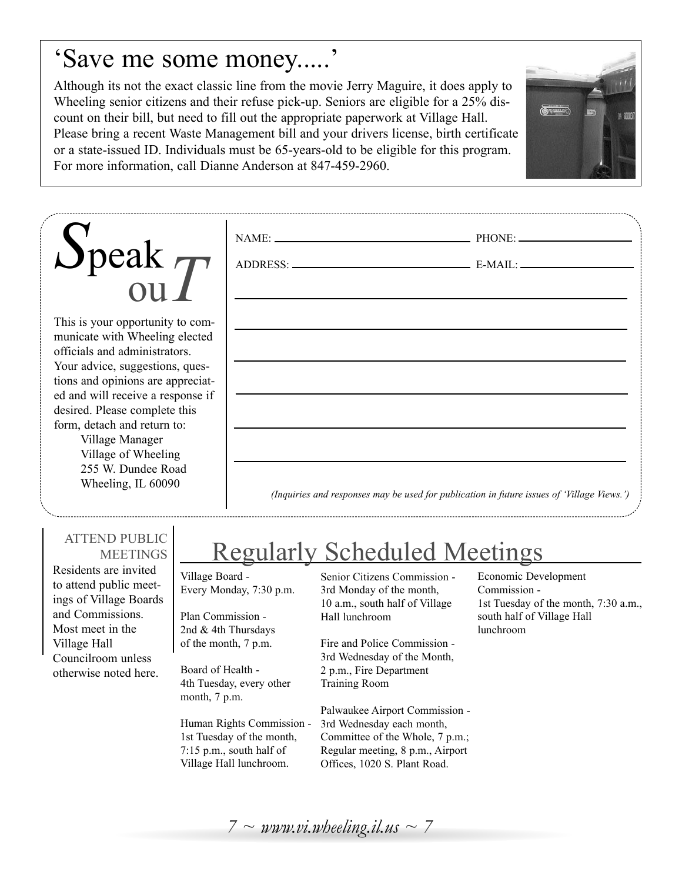## 'Save me some money.....'

Although its not the exact classic line from the movie Jerry Maguire, it does apply to Wheeling senior citizens and their refuse pick-up. Seniors are eligible for a 25% discount on their bill, but need to fill out the appropriate paperwork at Village Hall. Please bring a recent Waste Management bill and your drivers license, birth certificate or a state-issued ID. Individuals must be 65-years-old to be eligible for this program. For more information, call Dianne Anderson at 847-459-2960.

## Speak ouT

This is your opportunity to communicate with Wheeling elected officials and administrators. Your advice, suggestions, questions and opinions are appreciated and will receive a response if desired. Please complete this form, detach and return to:

Village Manager
Village of Wheeling
255 W. Dundee Road
Wheeling, IL 60090

NAME: ______________________ PHONE: ______________

ADDRESS: ______________________ E-MAIL: ______________

______________________________________________

______________________________________________

______________________________________________

______________________________________________

______________________________________________

______________________________________________

*(Inquiries and responses may be used for publication in future issues of 'Village Views.')*

### ATTEND PUBLIC MEETINGS

Residents are invited to attend public meetings of Village Boards and Commissions. Most meet in the Village Hall Councilroom unless otherwise noted here.

## Regularly Scheduled Meetings

Village Board -
Every Monday, 7:30 p.m.

Plan Commission -
2nd & 4th Thursdays of the month, 7 p.m.

Board of Health -
4th Tuesday, every other month, 7 p.m.

Human Rights Commission -
1st Tuesday of the month, 7:15 p.m., south half of Village Hall lunchroom.

Senior Citizens Commission -
3rd Monday of the month, 10 a.m., south half of Village Hall lunchroom

Fire and Police Commission -
3rd Wednesday of the Month, 2 p.m., Fire Department Training Room

Palwaukee Airport Commission -
3rd Wednesday each month, Committee of the Whole, 7 p.m.; Regular meeting, 8 p.m., Airport Offices, 1020 S. Plant Road.

Economic Development Commission -
1st Tuesday of the month, 7:30 a.m., south half of Village Hall lunchroom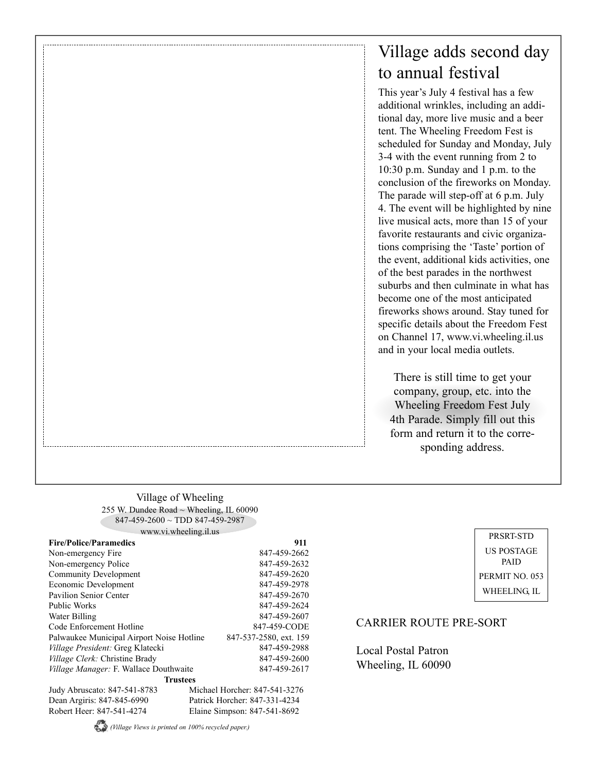## Village adds second day to annual festival

This year's July 4 festival has a few additional wrinkles, including an additional day, more live music and a beer tent. The Wheeling Freedom Fest is scheduled for Sunday and Monday, July 3-4 with the event running from 2 to 10:30 p.m. Sunday and 1 p.m. to the conclusion of the fireworks on Monday. The parade will step-off at 6 p.m. July 4. The event will be highlighted by nine live musical acts, more than 15 of your favorite restaurants and civic organizations comprising the 'Taste' portion of the event, additional kids activities, one of the best parades in the northwest suburbs and then culminate in what has become one of the most anticipated fireworks shows around. Stay tuned for specific details about the Freedom Fest on Channel 17, www.vi.wheeling.il.us and in your local media outlets.

There is still time to get your company, group, etc. into the Wheeling Freedom Fest July 4th Parade. Simply fill out this form and return it to the corresponding address.

Village of Wheeling
255 W. Dundee Road ~ Wheeling, IL 60090
847-459-2600 ~ TDD 847-459-2987
www.vi.wheeling.il.us

| | |
|---|---|
| **Fire/Police/Paramedics** | **911** |
| Non-emergency Fire | 847-459-2662 |
| Non-emergency Police | 847-459-2632 |
| Community Development | 847-459-2620 |
| Economic Development | 847-459-2978 |
| Pavilion Senior Center | 847-459-2670 |
| Public Works | 847-459-2624 |
| Water Billing | 847-459-2607 |
| Code Enforcement Hotline | 847-459-CODE |
| Palwaukee Municipal Airport Noise Hotline | 847-537-2580, ext. 159 |
| *Village President:* Greg Klatecki | 847-459-2988 |
| *Village Clerk:* Christine Brady | 847-459-2600 |
| *Village Manager:* F. Wallace Douthwaite | 847-459-2617 |

**Trustees**

| | |
|---|---|
| Judy Abruscato: 847-541-8783 | Michael Horcher: 847-541-3276 |
| Dean Argiris: 847-845-6990 | Patrick Horcher: 847-331-4234 |
| Robert Heer: 847-541-4274 | Elaine Simpson: 847-541-8692 |

*(Village Views is printed on 100% recycled paper.)*

PRSRT-STD
US POSTAGE
PAID
PERMIT NO. 053
WHEELING, IL

CARRIER ROUTE PRE-SORT

Local Postal Patron
Wheeling, IL 60090